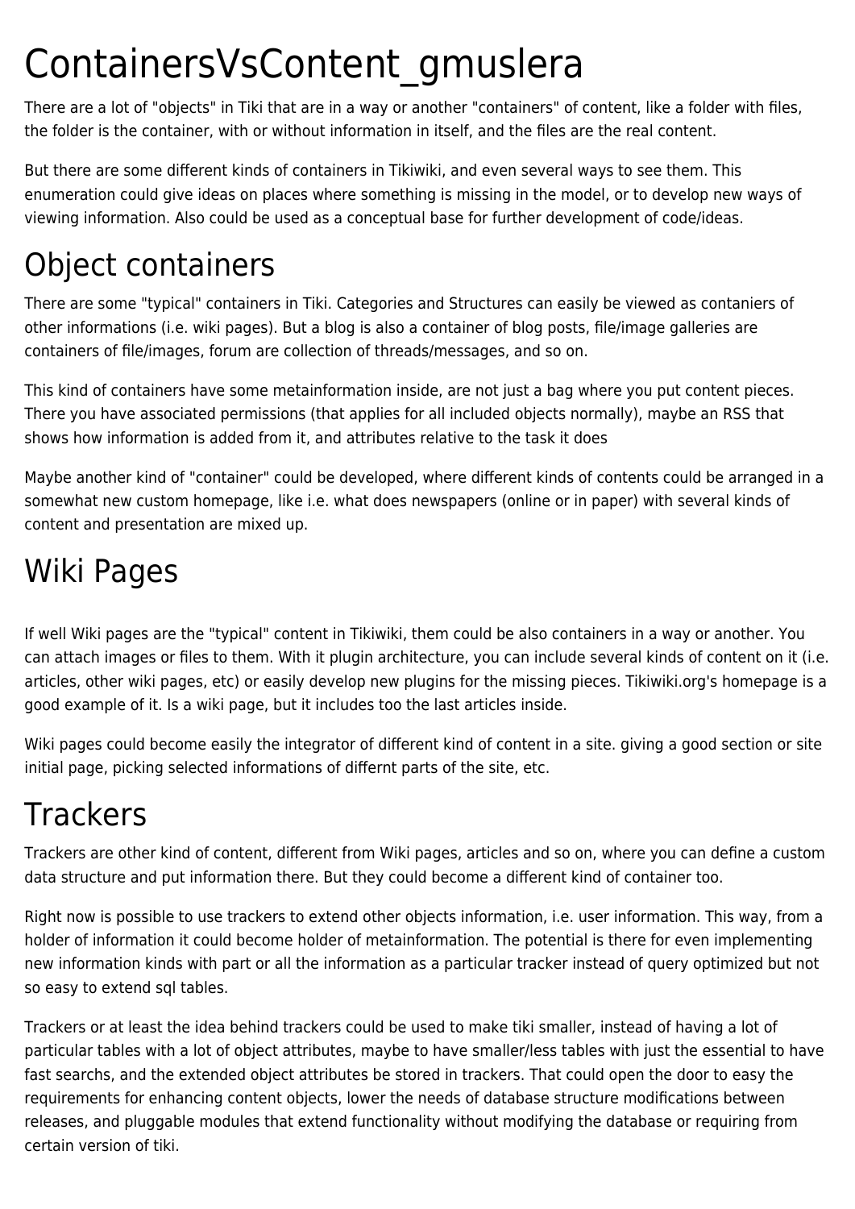# ContainersVsContent_gmuslera

There are a lot of "objects" in Tiki that are in a way or another "containers" of content, like a folder with files, the folder is the container, with or without information in itself, and the files are the real content.

But there are some different kinds of containers in Tikiwiki, and even several ways to see them. This enumeration could give ideas on places where something is missing in the model, or to develop new ways of viewing information. Also could be used as a conceptual base for further development of code/ideas.

# Object containers

There are some "typical" containers in Tiki. Categories and Structures can easily be viewed as contaniers of other informations (i.e. wiki pages). But a blog is also a container of blog posts, file/image galleries are containers of file/images, forum are collection of threads/messages, and so on.

This kind of containers have some metainformation inside, are not just a bag where you put content pieces. There you have associated permissions (that applies for all included objects normally), maybe an RSS that shows how information is added from it, and attributes relative to the task it does

Maybe another kind of "container" could be developed, where different kinds of contents could be arranged in a somewhat new custom homepage, like i.e. what does newspapers (online or in paper) with several kinds of content and presentation are mixed up.

# Wiki Pages

If well Wiki pages are the "typical" content in Tikiwiki, them could be also containers in a way or another. You can attach images or files to them. With it plugin architecture, you can include several kinds of content on it (i.e. articles, other wiki pages, etc) or easily develop new plugins for the missing pieces. Tikiwiki.org's homepage is a good example of it. Is a wiki page, but it includes too the last articles inside.

Wiki pages could become easily the integrator of different kind of content in a site. giving a good section or site initial page, picking selected informations of differnt parts of the site, etc.

# Trackers

Trackers are other kind of content, different from Wiki pages, articles and so on, where you can define a custom data structure and put information there. But they could become a different kind of container too.

Right now is possible to use trackers to extend other objects information, i.e. user information. This way, from a holder of information it could become holder of metainformation. The potential is there for even implementing new information kinds with part or all the information as a particular tracker instead of query optimized but not so easy to extend sql tables.

Trackers or at least the idea behind trackers could be used to make tiki smaller, instead of having a lot of particular tables with a lot of object attributes, maybe to have smaller/less tables with just the essential to have fast searchs, and the extended object attributes be stored in trackers. That could open the door to easy the requirements for enhancing content objects, lower the needs of database structure modifications between releases, and pluggable modules that extend functionality without modifying the database or requiring from certain version of tiki.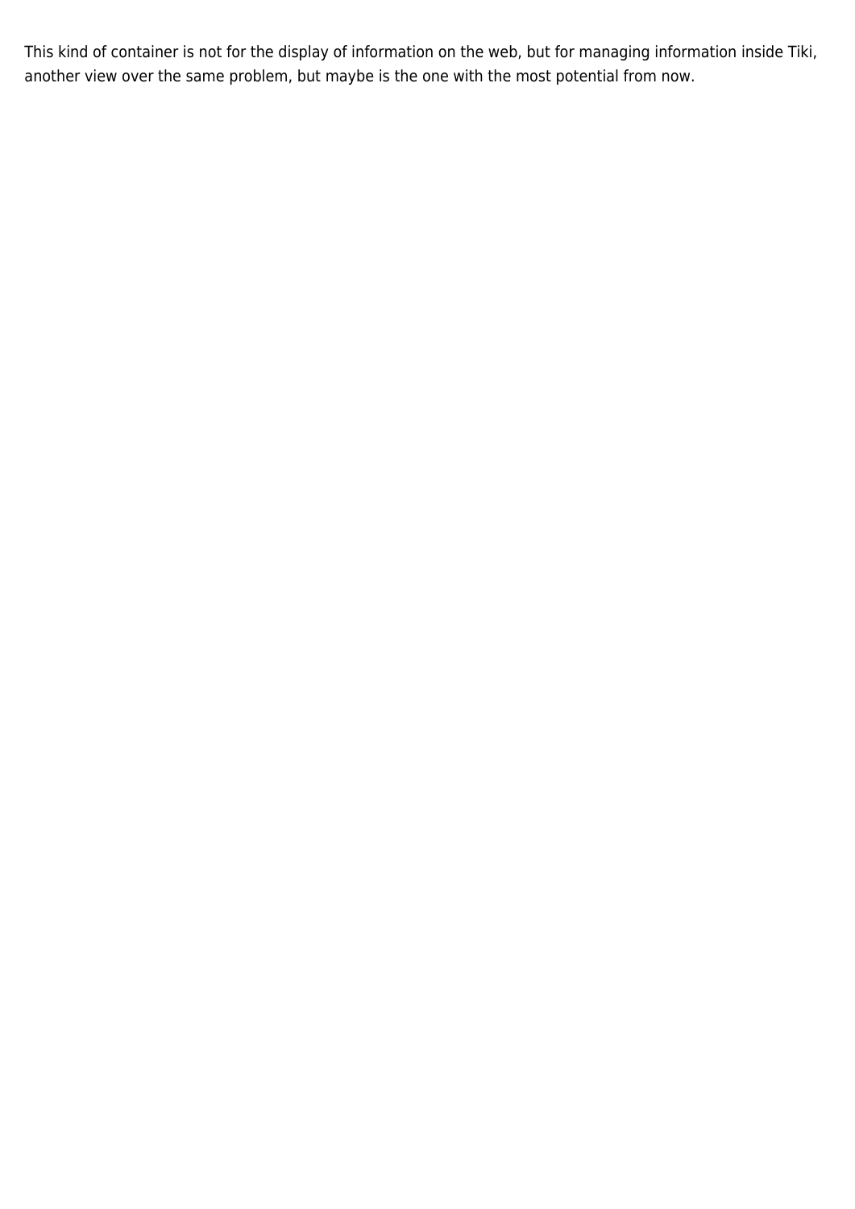This kind of container is not for the display of information on the web, but for managing information inside Tiki, another view over the same problem, but maybe is the one with the most potential from now.